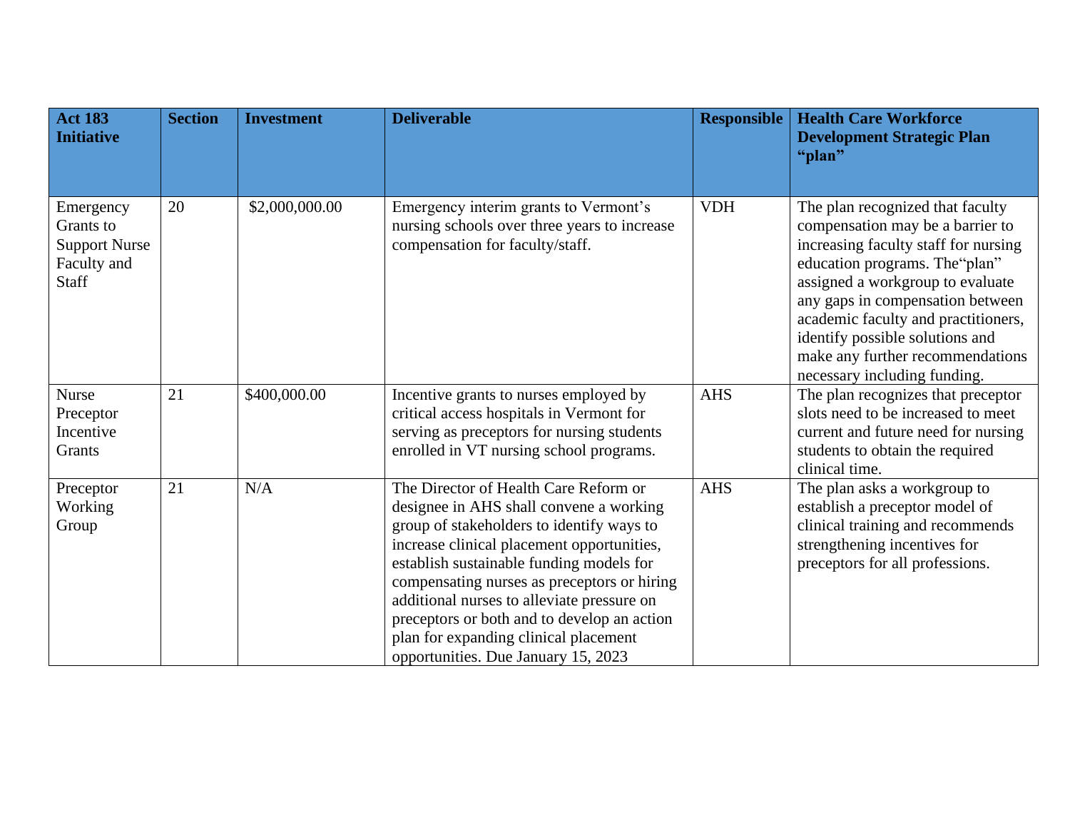| Act 183 Initiative | Section | Investment | Deliverable | Responsible | Health Care Workforce Development Strategic Plan "plan" |
|---|---|---|---|---|---|
| Emergency Grants to Support Nurse Faculty and Staff | 20 | $2,000,000.00 | Emergency interim grants to Vermont's nursing schools over three years to increase compensation for faculty/staff. | VDH | The plan recognized that faculty compensation may be a barrier to increasing faculty staff for nursing education programs. The"plan" assigned a workgroup to evaluate any gaps in compensation between academic faculty and practitioners, identify possible solutions and make any further recommendations necessary including funding. |
| Nurse Preceptor Incentive Grants | 21 | $400,000.00 | Incentive grants to nurses employed by critical access hospitals in Vermont for serving as preceptors for nursing students enrolled in VT nursing school programs. | AHS | The plan recognizes that preceptor slots need to be increased to meet current and future need for nursing students to obtain the required clinical time. |
| Preceptor Working Group | 21 | N/A | The Director of Health Care Reform or designee in AHS shall convene a working group of stakeholders to identify ways to increase clinical placement opportunities, establish sustainable funding models for compensating nurses as preceptors or hiring additional nurses to alleviate pressure on preceptors or both and to develop an action plan for expanding clinical placement opportunities. Due January 15, 2023 | AHS | The plan asks a workgroup to establish a preceptor model of clinical training and recommends strengthening incentives for preceptors for all professions. |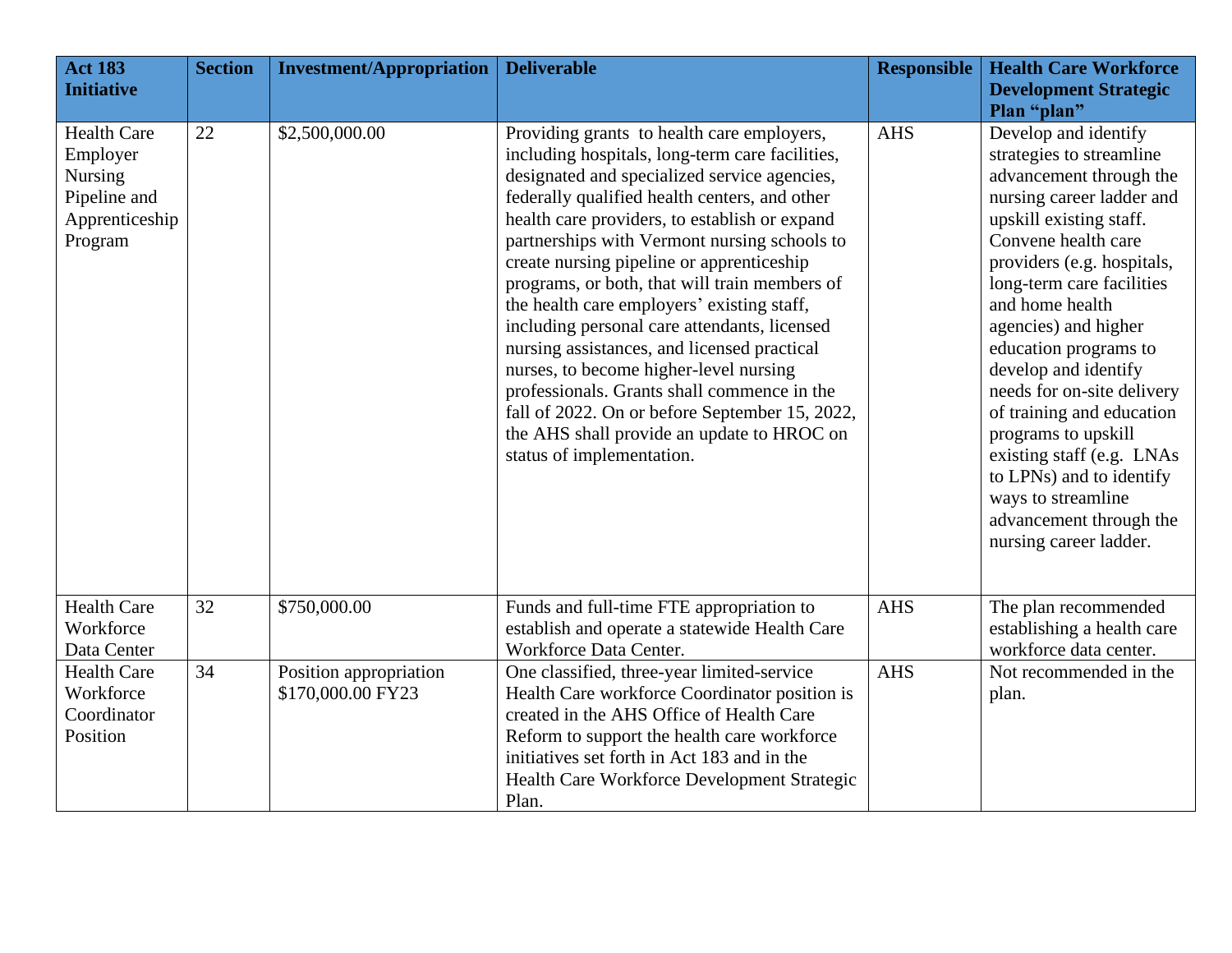| Act 183 Initiative | Section | Investment/Appropriation | Deliverable | Responsible | Health Care Workforce Development Strategic Plan "plan" |
|---|---|---|---|---|---|
| Health Care Employer Nursing Pipeline and Apprenticeship Program | 22 | $2,500,000.00 | Providing grants to health care employers, including hospitals, long-term care facilities, designated and specialized service agencies, federally qualified health centers, and other health care providers, to establish or expand partnerships with Vermont nursing schools to create nursing pipeline or apprenticeship programs, or both, that will train members of the health care employers' existing staff, including personal care attendants, licensed nursing assistances, and licensed practical nurses, to become higher-level nursing professionals. Grants shall commence in the fall of 2022. On or before September 15, 2022, the AHS shall provide an update to HROC on status of implementation. | AHS | Develop and identify strategies to streamline advancement through the nursing career ladder and upskill existing staff. Convene health care providers (e.g. hospitals, long-term care facilities and home health agencies) and higher education programs to develop and identify needs for on-site delivery of training and education programs to upskill existing staff (e.g. LNAs to LPNs) and to identify ways to streamline advancement through the nursing career ladder. |
| Health Care Workforce Data Center | 32 | $750,000.00 | Funds and full-time FTE appropriation to establish and operate a statewide Health Care Workforce Data Center. | AHS | The plan recommended establishing a health care workforce data center. |
| Health Care Workforce Coordinator Position | 34 | Position appropriation $170,000.00 FY23 | One classified, three-year limited-service Health Care workforce Coordinator position is created in the AHS Office of Health Care Reform to support the health care workforce initiatives set forth in Act 183 and in the Health Care Workforce Development Strategic Plan. | AHS | Not recommended in the plan. |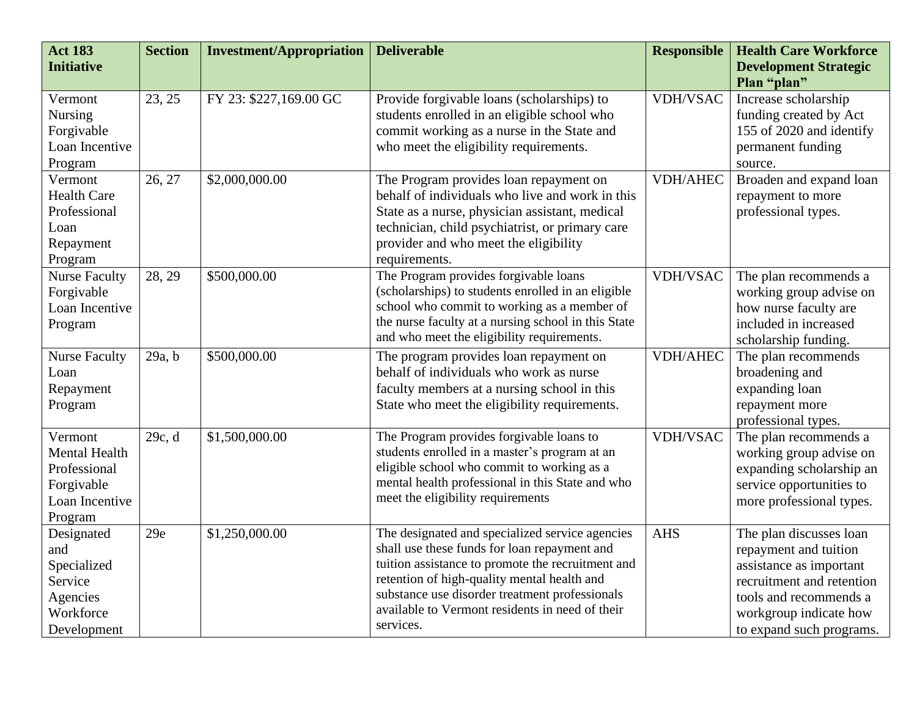| Act 183 Initiative | Section | Investment/Appropriation | Deliverable | Responsible | Health Care Workforce Development Strategic Plan "plan" |
|---|---|---|---|---|---|
| Vermont Nursing Forgivable Loan Incentive Program | 23, 25 | FY 23: $227,169.00 GC | Provide forgivable loans (scholarships) to students enrolled in an eligible school who commit working as a nurse in the State and who meet the eligibility requirements. | VDH/VSAC | Increase scholarship funding created by Act 155 of 2020 and identify permanent funding source. |
| Vermont Health Care Professional Loan Repayment Program | 26, 27 | $2,000,000.00 | The Program provides loan repayment on behalf of individuals who live and work in this State as a nurse, physician assistant, medical technician, child psychiatrist, or primary care provider and who meet the eligibility requirements. | VDH/AHEC | Broaden and expand loan repayment to more professional types. |
| Nurse Faculty Forgivable Loan Incentive Program | 28, 29 | $500,000.00 | The Program provides forgivable loans (scholarships) to students enrolled in an eligible school who commit to working as a member of the nurse faculty at a nursing school in this State and who meet the eligibility requirements. | VDH/VSAC | The plan recommends a working group advise on how nurse faculty are included in increased scholarship funding. |
| Nurse Faculty Loan Repayment Program | 29a, b | $500,000.00 | The program provides loan repayment on behalf of individuals who work as nurse faculty members at a nursing school in this State who meet the eligibility requirements. | VDH/AHEC | The plan recommends broadening and expanding loan repayment more professional types. |
| Vermont Mental Health Professional Forgivable Loan Incentive Program | 29c, d | $1,500,000.00 | The Program provides forgivable loans to students enrolled in a master's program at an eligible school who commit to working as a mental health professional in this State and who meet the eligibility requirements | VDH/VSAC | The plan recommends a working group advise on expanding scholarship an service opportunities to more professional types. |
| Designated and Specialized Service Agencies Workforce Development | 29e | $1,250,000.00 | The designated and specialized service agencies shall use these funds for loan repayment and tuition assistance to promote the recruitment and retention of high-quality mental health and substance use disorder treatment professionals available to Vermont residents in need of their services. | AHS | The plan discusses loan repayment and tuition assistance as important recruitment and retention tools and recommends a workgroup indicate how to expand such programs. |